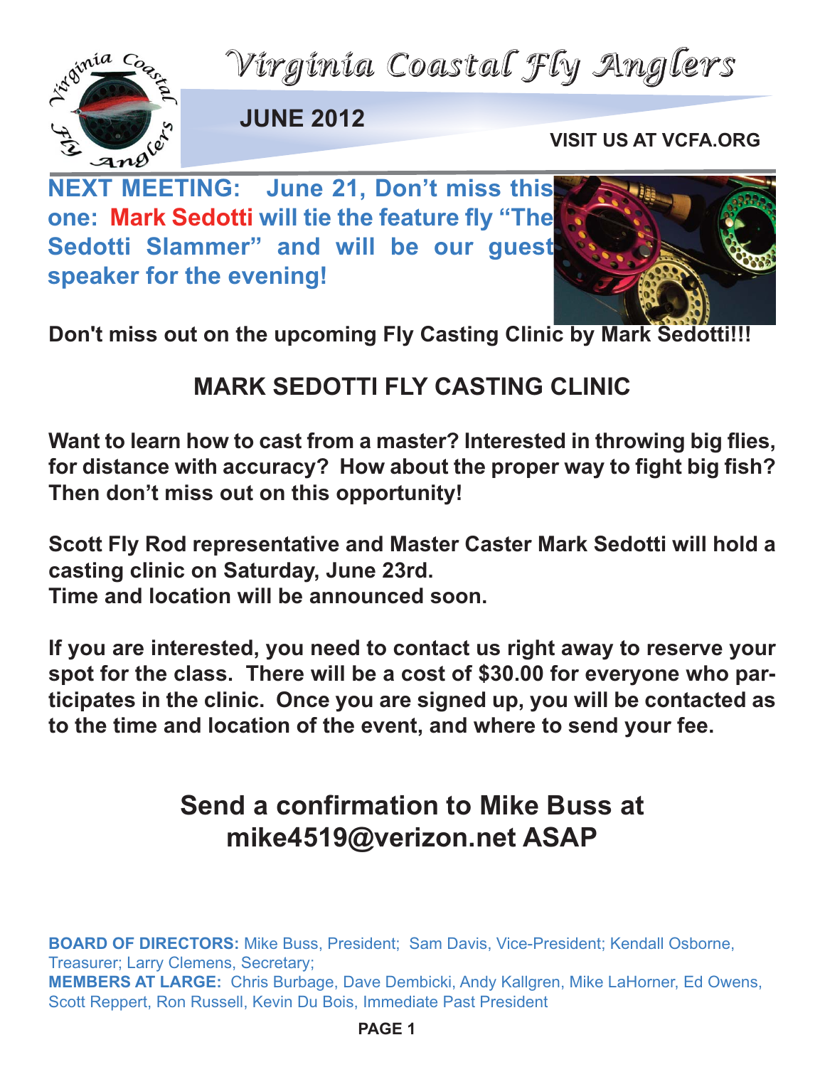# Virginia Coastal Fly Anglers

**JUNE 2012**

**VISIT US AT VCFA.ORG**

**NEXT MEETING: June 21, Don't miss this one: Mark Sedotti will tie the feature fly "The Sedotti Slammer" and will be our guest speaker for the evening!**

**Don't miss out on the upcoming Fly Casting Clinic by Mark Sedotti!!!**

## MARK SEDOTTI FLY CASTING CLINIC

**Want to learn how to cast from a master? Interested in throwing big flies, for distance with accuracy? How about the proper way to fight big fish? Then don't miss out on this opportunity!**

**Scott Fly Rod representative and Master Caster Mark Sedotti will hold a casting clinic on Saturday, June 23rd.**
**Time and location will be announced soon.**

**If you are interested, you need to contact us right away to reserve your spot for the class. There will be a cost of $30.00 for everyone who participates in the clinic. Once you are signed up, you will be contacted as to the time and location of the event, and where to send your fee.**

## Send a confirmation to Mike Buss at mike4519@verizon.net ASAP

**BOARD OF DIRECTORS:** Mike Buss, President; Sam Davis, Vice-President; Kendall Osborne, Treasurer; Larry Clemens, Secretary;
**MEMBERS AT LARGE:** Chris Burbage, Dave Dembicki, Andy Kallgren, Mike LaHorner, Ed Owens, Scott Reppert, Ron Russell, Kevin Du Bois, Immediate Past President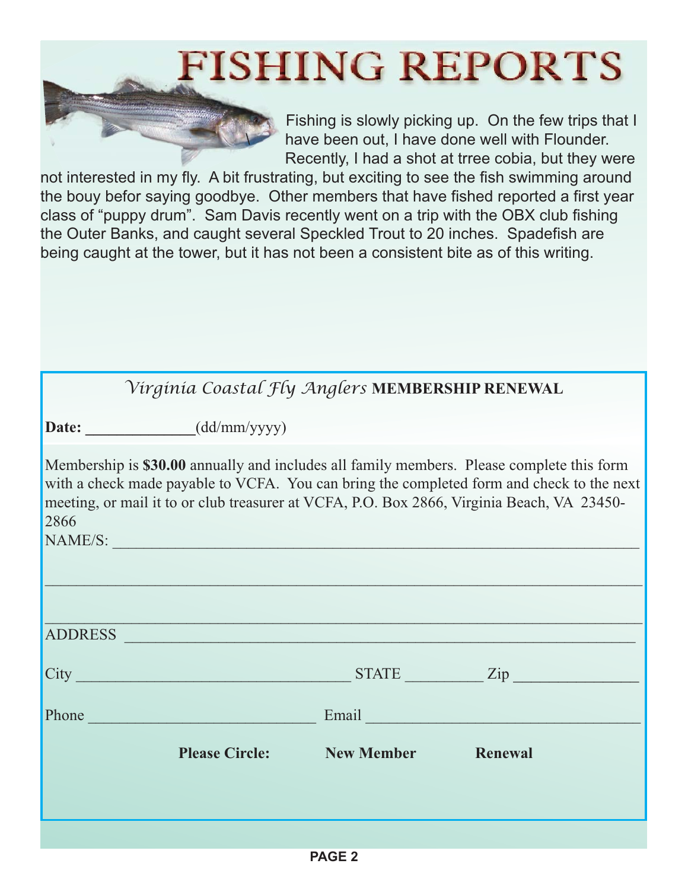# FISHING REPORTS

Fishing is slowly picking up. On the few trips that I have been out, I have done well with Flounder. Recently, I had a shot at trree cobia, but they were not interested in my fly. A bit frustrating, but exciting to see the fish swimming around the bouy befor saying goodbye. Other members that have fished reported a first year class of "puppy drum". Sam Davis recently went on a trip with the OBX club fishing the Outer Banks, and caught several Speckled Trout to 20 inches. Spadefish are being caught at the tower, but it has not been a consistent bite as of this writing.

## *Virginia Coastal Fly Anglers* MEMBERSHIP RENEWAL

**Date:** ______________(dd/mm/yyyy)

Membership is **$30.00** annually and includes all family members. Please complete this form with a check made payable to VCFA. You can bring the completed form and check to the next meeting, or mail it to or club treasurer at VCFA, P.O. Box 2866, Virginia Beach, VA 23450-2866

NAME/S: ______________________________________________________________________

______________________________________________________________________________

______________________________________________________________________________

ADDRESS ____________________________________________________________________

City ___________________________________ STATE __________ Zip ________________

Phone _____________________________ Email ___________________________________

**Please Circle:** **New Member** **Renewal**